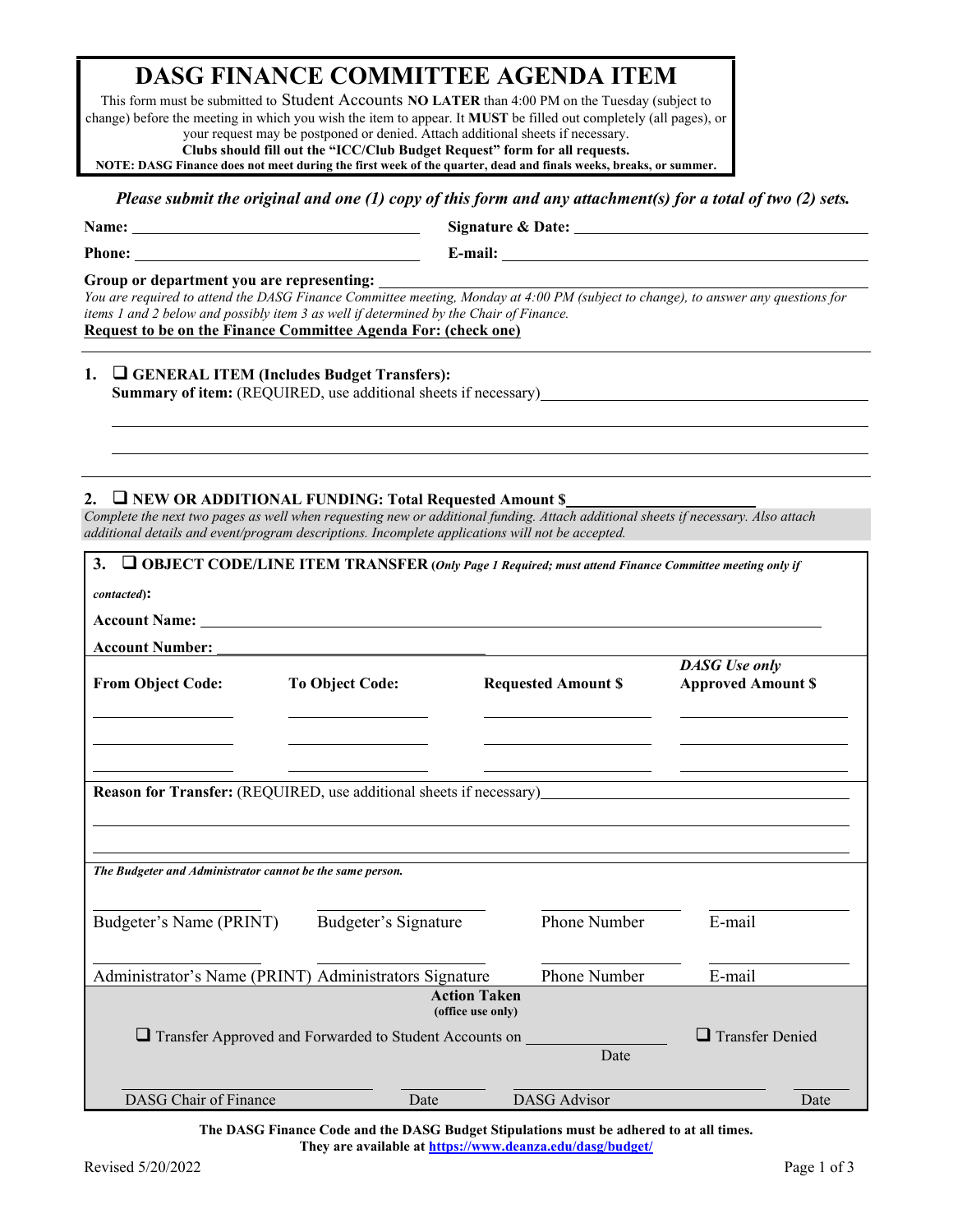# DASG FINANCE COMMITTEE AGENDA ITEM

This form must be submitted to Student Accounts **NO LATER** than 4:00 PM on the Tuesday (subject to change) before the meeting in which you wish the item to appear. It **MUST** be filled out completely (all pages), or your request may be postponed or denied. Attach additional sheets if necessary.

**Clubs should fill out the "ICC/Club Budget Request" form for all requests.**

**NOTE: DASG Finance does not meet during the first week of the quarter, dead and finals weeks, breaks, or summer.**

***Please submit the original and one (1) copy of this form and any attachment(s) for a total of two (2) sets.***

**Name:** ______________________ **Signature & Date:** ______________________

**Phone:** ______________________ **E-mail:** ______________________

**Group or department you are representing:** ______________________

*You are required to attend the DASG Finance Committee meeting, Monday at 4:00 PM (subject to change), to answer any questions for items 1 and 2 below and possibly item 3 as well if determined by the Chair of Finance.*

**Request to be on the Finance Committee Agenda For: (check one)**

---

**1. ❑ GENERAL ITEM (Includes Budget Transfers):**

**Summary of item:** (REQUIRED, use additional sheets if necessary) ______________________

______________________

______________________

---

**2. ❑ NEW OR ADDITIONAL FUNDING: Total Requested Amount $**______________________

*Complete the next two pages as well when requesting new or additional funding. Attach additional sheets if necessary. Also attach additional details and event/program descriptions. Incomplete applications will not be accepted.*

---

**3. ❑ OBJECT CODE/LINE ITEM TRANSFER (*Only Page 1 Required; must attend Finance Committee meeting only if contacted*):**

**Account Name:** ______________________

**Account Number:** ______________________

| From Object Code: | To Object Code: | Requested Amount $ | *DASG Use only* Approved Amount $ |
|---|---|---|---|
| | | | |
| | | | |
| | | | |

**Reason for Transfer:** (REQUIRED, use additional sheets if necessary) ______________________

______________________

______________________

***The Budgeter and Administrator cannot be the same person.***

| | | | |
|---|---|---|---|
| Budgeter's Name (PRINT) | Budgeter's Signature | Phone Number | E-mail |
| Administrator's Name (PRINT) | Administrators Signature | Phone Number | E-mail |

**Action Taken**
**(office use only)**

❑ Transfer Approved and Forwarded to Student Accounts on ____________ (Date) ❑ Transfer Denied

| | | | |
|---|---|---|---|
| DASG Chair of Finance | Date | DASG Advisor | Date |

**The DASG Finance Code and the DASG Budget Stipulations must be adhered to at all times.**
**They are available at [https://www.deanza.edu/dasg/budget/](https://www.deanza.edu/dasg/budget/)**

Revised 5/20/2022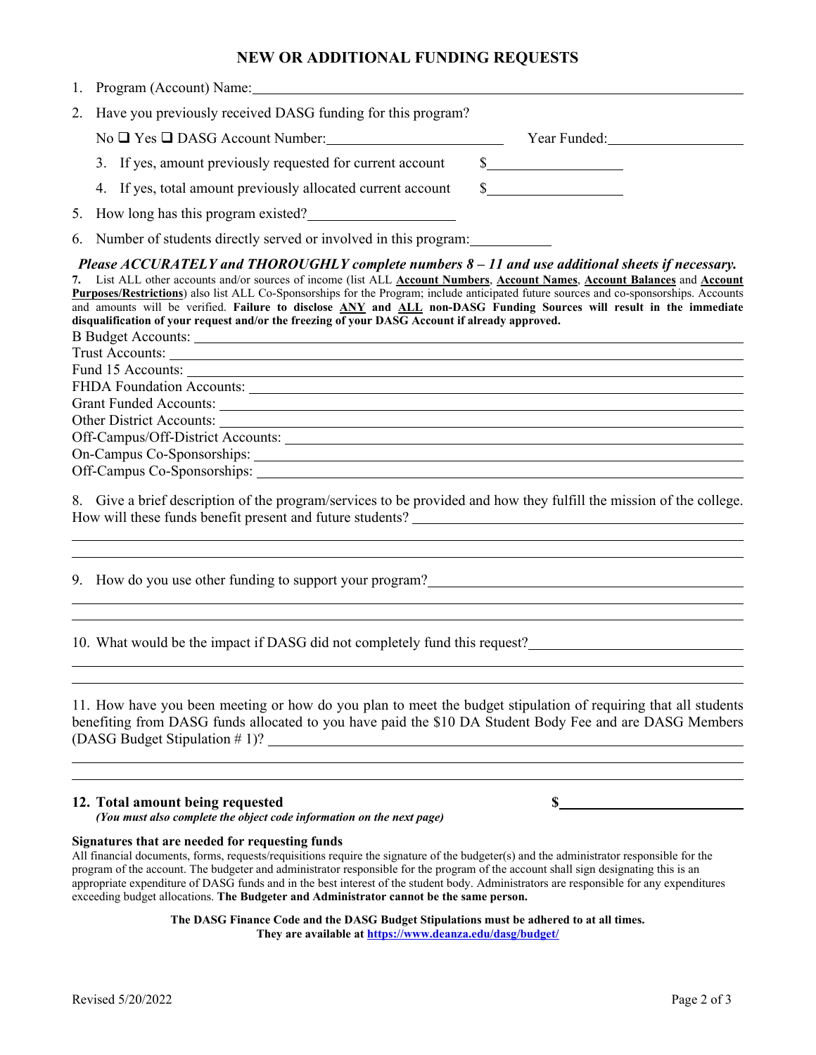# NEW OR ADDITIONAL FUNDING REQUESTS

1. Program (Account) Name: ____________________

2. Have you previously received DASG funding for this program?

   No ❑ Yes ❑ DASG Account Number: ____________________ Year Funded: ____________________

   3. If yes, amount previously requested for current account $____________________

   4. If yes, total amount previously allocated current account $____________________

5. How long has this program existed? ____________________

6. Number of students directly served or involved in this program: ____________

***Please ACCURATELY and THOROUGHLY complete numbers 8 – 11 and use additional sheets if necessary.***

**7.** List ALL other accounts and/or sources of income (list ALL **Account Numbers**, **Account Names**, **Account Balances** and **Account Purposes/Restrictions**) also list ALL Co-Sponsorships for the Program; include anticipated future sources and co-sponsorships. Accounts and amounts will be verified. **Failure to disclose ANY and ALL non-DASG Funding Sources will result in the immediate disqualification of your request and/or the freezing of your DASG Account if already approved.**

B Budget Accounts: ____________________

Trust Accounts: ____________________

Fund 15 Accounts: ____________________

FHDA Foundation Accounts: ____________________

Grant Funded Accounts: ____________________

Other District Accounts: ____________________

Off-Campus/Off-District Accounts: ____________________

On-Campus Co-Sponsorships: ____________________

Off-Campus Co-Sponsorships: ____________________

8. Give a brief description of the program/services to be provided and how they fulfill the mission of the college. How will these funds benefit present and future students? ____________________

9. How do you use other funding to support your program? ____________________

10. What would be the impact if DASG did not completely fund this request? ____________________

11. How have you been meeting or how do you plan to meet the budget stipulation of requiring that all students benefiting from DASG funds allocated to you have paid the $10 DA Student Body Fee and are DASG Members (DASG Budget Stipulation # 1)? ____________________

**12. Total amount being requested** **$**____________________

***(You must also complete the object code information on the next page)***

**Signatures that are needed for requesting funds**

All financial documents, forms, requests/requisitions require the signature of the budgeter(s) and the administrator responsible for the program of the account. The budgeter and administrator responsible for the program of the account shall sign designating this is an appropriate expenditure of DASG funds and in the best interest of the student body. Administrators are responsible for any expenditures exceeding budget allocations. **The Budgeter and Administrator cannot be the same person.**

**The DASG Finance Code and the DASG Budget Stipulations must be adhered to at all times.**
**They are available at https://www.deanza.edu/dasg/budget/**

Revised 5/20/2022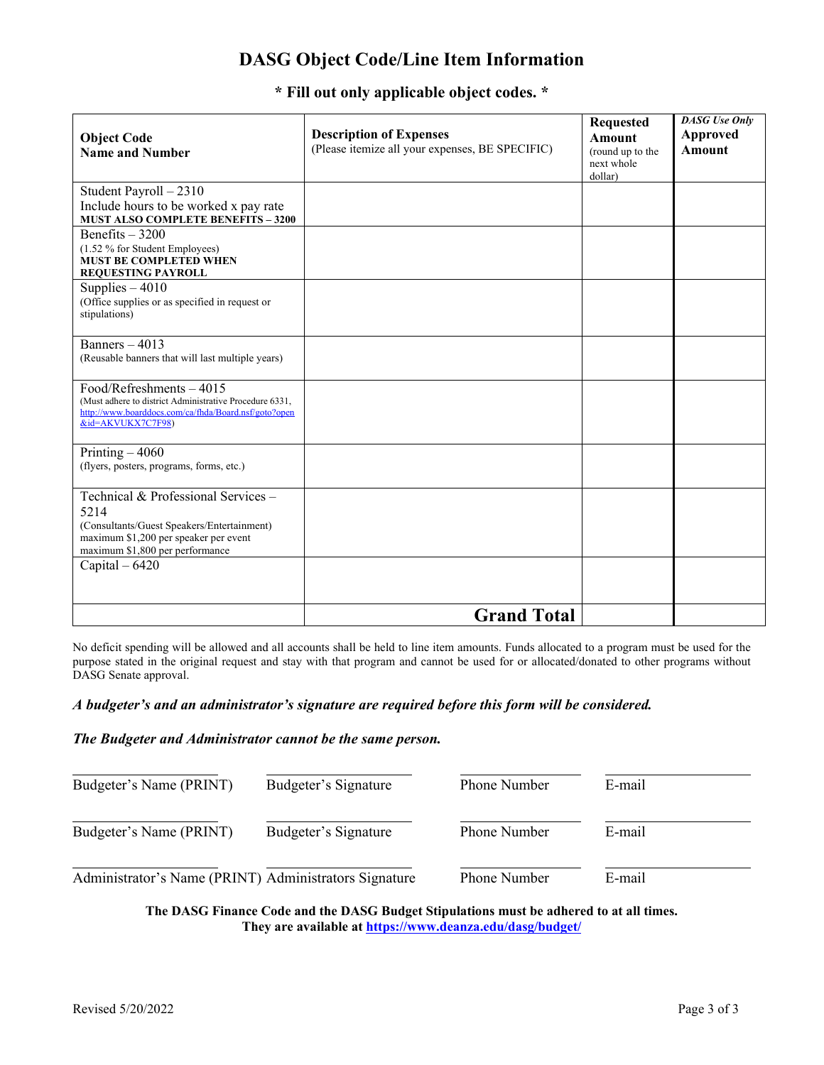# DASG Object Code/Line Item Information

## * Fill out only applicable object codes. *

| **Object Code Name and Number** | **Description of Expenses** (Please itemize all your expenses, BE SPECIFIC) | **Requested Amount** (round up to the next whole dollar) | *DASG Use Only* **Approved Amount** |
|---|---|---|---|
| Student Payroll – 2310<br>Include hours to be worked x pay rate<br>**MUST ALSO COMPLETE BENEFITS – 3200** | | | |
| Benefits – 3200<br>(1.52 % for Student Employees)<br>**MUST BE COMPLETED WHEN REQUESTING PAYROLL** | | | |
| Supplies – 4010<br>(Office supplies or as specified in request or stipulations) | | | |
| Banners – 4013<br>(Reusable banners that will last multiple years) | | | |
| Food/Refreshments – 4015<br>(Must adhere to district Administrative Procedure 6331, http://www.boarddocs.com/ca/fhda/Board.nsf/goto?open&id=AKVUKX7C7F98) | | | |
| Printing – 4060<br>(flyers, posters, programs, forms, etc.) | | | |
| Technical & Professional Services – 5214<br>(Consultants/Guest Speakers/Entertainment)<br>maximum $1,200 per speaker per event<br>maximum $1,800 per performance | | | |
| Capital – 6420 | | | |
| | **Grand Total** | | |

No deficit spending will be allowed and all accounts shall be held to line item amounts. Funds allocated to a program must be used for the purpose stated in the original request and stay with that program and cannot be used for or allocated/donated to other programs without DASG Senate approval.

***A budgeter's and an administrator's signature are required before this form will be considered.***

***The Budgeter and Administrator cannot be the same person.***

| | | | |
|---|---|---|---|
| Budgeter's Name (PRINT) | Budgeter's Signature | Phone Number | E-mail |
| Budgeter's Name (PRINT) | Budgeter's Signature | Phone Number | E-mail |
| Administrator's Name (PRINT) | Administrators Signature | Phone Number | E-mail |

**The DASG Finance Code and the DASG Budget Stipulations must be adhered to at all times.**
**They are available at https://www.deanza.edu/dasg/budget/**

Revised 5/20/2022